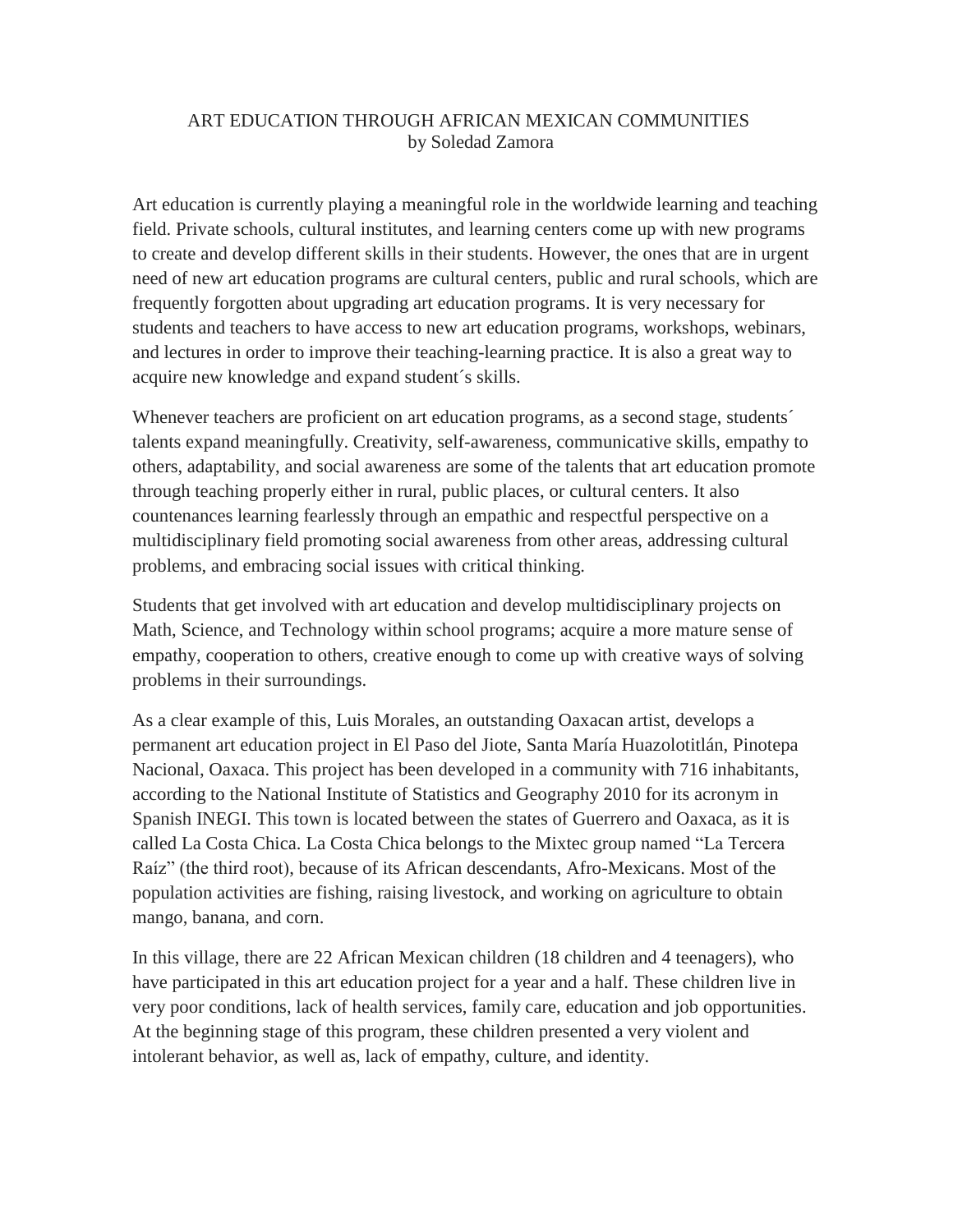# ART EDUCATION THROUGH AFRICAN MEXICAN COMMUNITIES

by Soledad Zamora

Art education is currently playing a meaningful role in the worldwide learning and teaching field. Private schools, cultural institutes, and learning centers come up with new programs to create and develop different skills in their students. However, the ones that are in urgent need of new art education programs are cultural centers, public and rural schools, which are frequently forgotten about upgrading art education programs. It is very necessary for students and teachers to have access to new art education programs, workshops, webinars, and lectures in order to improve their teaching-learning practice. It is also a great way to acquire new knowledge and expand student´s skills.

Whenever teachers are proficient on art education programs, as a second stage, students´ talents expand meaningfully. Creativity, self-awareness, communicative skills, empathy to others, adaptability, and social awareness are some of the talents that art education promote through teaching properly either in rural, public places, or cultural centers. It also countenances learning fearlessly through an empathic and respectful perspective on a multidisciplinary field promoting social awareness from other areas, addressing cultural problems, and embracing social issues with critical thinking.

Students that get involved with art education and develop multidisciplinary projects on Math, Science, and Technology within school programs; acquire a more mature sense of empathy, cooperation to others, creative enough to come up with creative ways of solving problems in their surroundings.

As a clear example of this, Luis Morales, an outstanding Oaxacan artist, develops a permanent art education project in El Paso del Jiote, Santa María Huazolotitlán, Pinotepa Nacional, Oaxaca. This project has been developed in a community with 716 inhabitants, according to the National Institute of Statistics and Geography 2010 for its acronym in Spanish INEGI. This town is located between the states of Guerrero and Oaxaca, as it is called La Costa Chica. La Costa Chica belongs to the Mixtec group named "La Tercera Raíz" (the third root), because of its African descendants, Afro-Mexicans. Most of the population activities are fishing, raising livestock, and working on agriculture to obtain mango, banana, and corn.

In this village, there are 22 African Mexican children (18 children and 4 teenagers), who have participated in this art education project for a year and a half. These children live in very poor conditions, lack of health services, family care, education and job opportunities. At the beginning stage of this program, these children presented a very violent and intolerant behavior, as well as, lack of empathy, culture, and identity.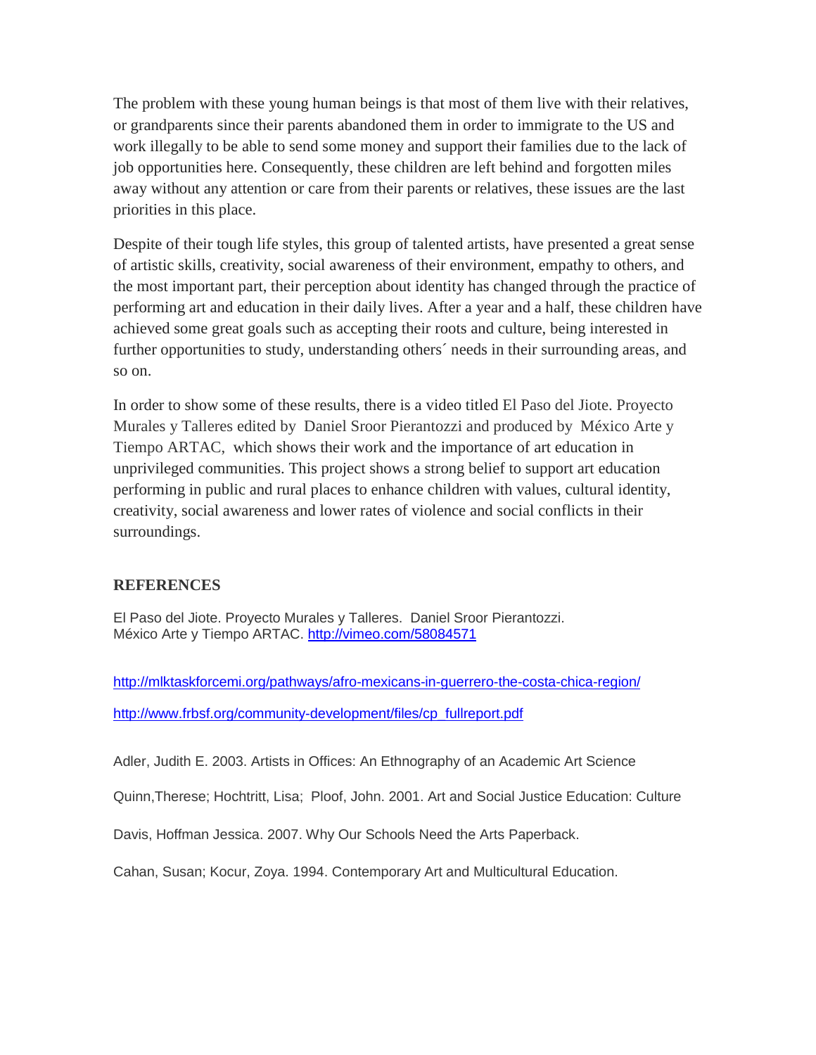The problem with these young human beings is that most of them live with their relatives, or grandparents since their parents abandoned them in order to immigrate to the US and work illegally to be able to send some money and support their families due to the lack of job opportunities here. Consequently, these children are left behind and forgotten miles away without any attention or care from their parents or relatives, these issues are the last priorities in this place.

Despite of their tough life styles, this group of talented artists, have presented a great sense of artistic skills, creativity, social awareness of their environment, empathy to others, and the most important part, their perception about identity has changed through the practice of performing art and education in their daily lives. After a year and a half, these children have achieved some great goals such as accepting their roots and culture, being interested in further opportunities to study, understanding others´ needs in their surrounding areas, and so on.

In order to show some of these results, there is a video titled El Paso del Jiote. Proyecto Murales y Talleres edited by Daniel Sroor Pierantozzi and produced by México Arte y Tiempo ARTAC, which shows their work and the importance of art education in unprivileged communities. This project shows a strong belief to support art education performing in public and rural places to enhance children with values, cultural identity, creativity, social awareness and lower rates of violence and social conflicts in their surroundings.

## REFERENCES

El Paso del Jiote. Proyecto Murales y Talleres. Daniel Sroor Pierantozzi. México Arte y Tiempo ARTAC. http://vimeo.com/58084571

http://mlktaskforcemi.org/pathways/afro-mexicans-in-guerrero-the-costa-chica-region/

http://www.frbsf.org/community-development/files/cp_fullreport.pdf

Adler, Judith E. 2003. Artists in Offices: An Ethnography of an Academic Art Science

Quinn,Therese; Hochtritt, Lisa; Ploof, John. 2001. Art and Social Justice Education: Culture

Davis, Hoffman Jessica. 2007. Why Our Schools Need the Arts Paperback.

Cahan, Susan; Kocur, Zoya. 1994. Contemporary Art and Multicultural Education.